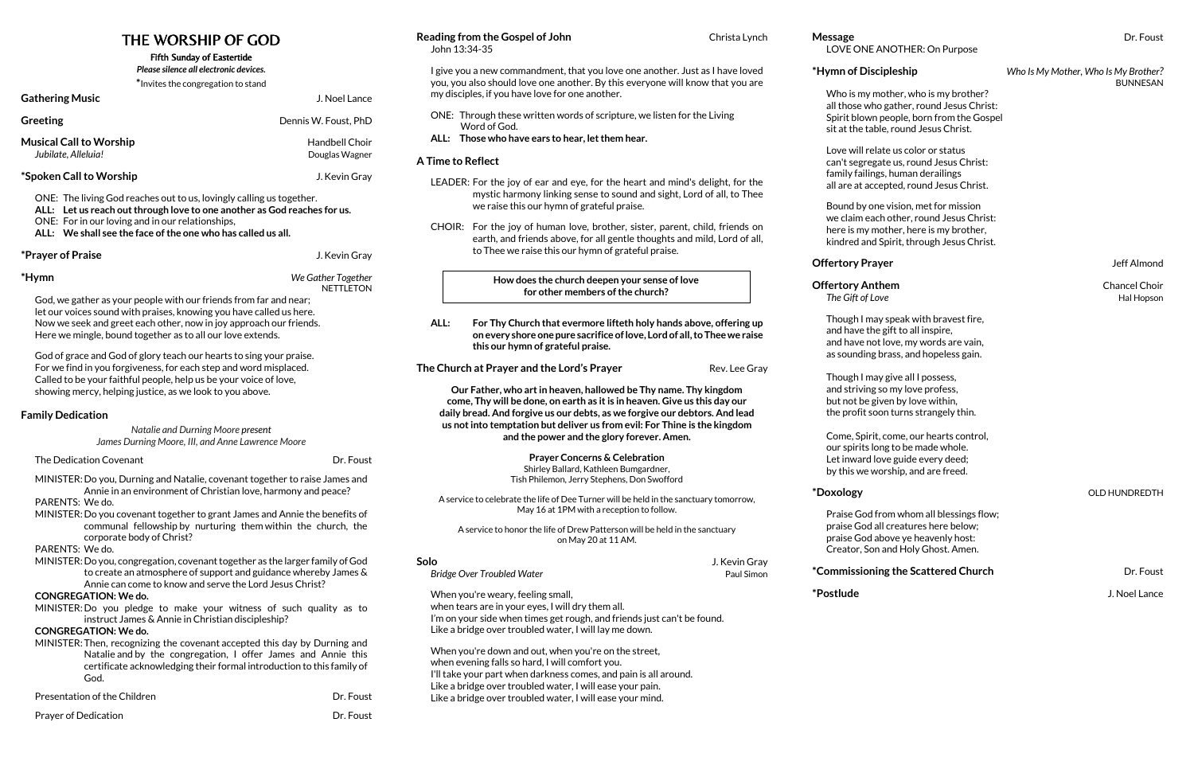# THE WORSHIP OF GOD

**Fifth Sunday of Eastertide**

*Please silence all electronic devices.*

*Invites the congregation to stand

**Gathering Music** J. Noel Lance

**Greeting** Dennis W. Foust, PhD

**Musical Call to Worship** Handbell Choir
*Jubilate, Alleluia!* Douglas Wagner

**\*Spoken Call to Worship** J. Kevin Gray

ONE: The living God reaches out to us, lovingly calling us together.
**ALL: Let us reach out through love to one another as God reaches for us.**
ONE: For in our loving and in our relationships,
**ALL: We shall see the face of the one who has called us all.**

**\*Prayer of Praise** J. Kevin Gray

**\*Hymn** *We Gather Together* NETTLETON

God, we gather as your people with our friends from far and near;
let our voices sound with praises, knowing you have called us here.
Now we seek and greet each other, now in joy approach our friends.
Here we mingle, bound together as to all our love extends.

God of grace and God of glory teach our hearts to sing your praise.
For we find in you forgiveness, for each step and word misplaced.
Called to be your faithful people, help us be your voice of love,
showing mercy, helping justice, as we look to you above.

**Family Dedication**

*Natalie and Durning Moore present*
*James Durning Moore, III, and Anne Lawrence Moore*

The Dedication Covenant Dr. Foust

MINISTER: Do you, Durning and Natalie, covenant together to raise James and Annie in an environment of Christian love, harmony and peace?
PARENTS: We do.
MINISTER: Do you covenant together to grant James and Annie the benefits of communal fellowship by nurturing them within the church, the corporate body of Christ?
PARENTS: We do.
MINISTER: Do you, congregation, covenant together as the larger family of God to create an atmosphere of support and guidance whereby James & Annie can come to know and serve the Lord Jesus Christ?
**CONGREGATION: We do.**
MINISTER: Do you pledge to make your witness of such quality as to instruct James & Annie in Christian discipleship?
**CONGREGATION: We do.**
MINISTER: Then, recognizing the covenant accepted this day by Durning and Natalie and by the congregation, I offer James and Annie this certificate acknowledging their formal introduction to this family of God.

Presentation of the Children Dr. Foust

Prayer of Dedication Dr. Foust

**Reading from the Gospel of John** Christa Lynch
John 13:34-35

I give you a new commandment, that you love one another. Just as I have loved you, you also should love one another. By this everyone will know that you are my disciples, if you have love for one another.

ONE: Through these written words of scripture, we listen for the Living Word of God.
**ALL: Those who have ears to hear, let them hear.**

**A Time to Reflect**

LEADER: For the joy of ear and eye, for the heart and mind's delight, for the mystic harmony linking sense to sound and sight, Lord of all, to Thee we raise this our hymn of grateful praise.

CHOIR: For the joy of human love, brother, sister, parent, child, friends on earth, and friends above, for all gentle thoughts and mild, Lord of all, to Thee we raise this our hymn of grateful praise.

**How does the church deepen your sense of love for other members of the church?**

**ALL: For Thy Church that evermore lifteth holy hands above, offering up on every shore one pure sacrifice of love, Lord of all, to Thee we raise this our hymn of grateful praise.**

**The Church at Prayer and the Lord's Prayer** Rev. Lee Gray

**Our Father, who art in heaven, hallowed be Thy name. Thy kingdom come, Thy will be done, on earth as it is in heaven. Give us this day our daily bread. And forgive us our debts, as we forgive our debtors. And lead us not into temptation but deliver us from evil: For Thine is the kingdom and the power and the glory forever. Amen.**

**Prayer Concerns & Celebration**
Shirley Ballard, Kathleen Bumgardner,
Tish Philemon, Jerry Stephens, Don Swofford

A service to celebrate the life of Dee Turner will be held in the sanctuary tomorrow, May 16 at 1PM with a reception to follow.

A service to honor the life of Drew Patterson will be held in the sanctuary on May 20 at 11 AM.

**Solo** J. Kevin Gray
*Bridge Over Troubled Water* Paul Simon

When you're weary, feeling small,
when tears are in your eyes, I will dry them all.
I'm on your side when times get rough, and friends just can't be found.
Like a bridge over troubled water, I will lay me down.

When you're down and out, when you're on the street,
when evening falls so hard, I will comfort you.
I'll take your part when darkness comes, and pain is all around.
Like a bridge over troubled water, I will ease your pain.
Like a bridge over troubled water, I will ease your mind.

**Message** Dr. Foust
LOVE ONE ANOTHER: On Purpose

**\*Hymn of Discipleship** *Who Is My Mother, Who Is My Brother?* BUNNESAN

Who is my mother, who is my brother?
all those who gather, round Jesus Christ:
Spirit blown people, born from the Gospel
sit at the table, round Jesus Christ.

Love will relate us color or status
can't segregate us, round Jesus Christ:
family failings, human derailings
all are at accepted, round Jesus Christ.

Bound by one vision, met for mission
we claim each other, round Jesus Christ:
here is my mother, here is my brother,
kindred and Spirit, through Jesus Christ.

**Offertory Prayer** Jeff Almond

**Offertory Anthem** Chancel Choir
*The Gift of Love* Hal Hopson

Though I may speak with bravest fire,
and have the gift to all inspire,
and have not love, my words are vain,
as sounding brass, and hopeless gain.

Though I may give all I possess,
and striving so my love profess,
but not be given by love within,
the profit soon turns strangely thin.

Come, Spirit, come, our hearts control,
our spirits long to be made whole.
Let inward love guide every deed;
by this we worship, and are freed.

**\*Doxology** OLD HUNDREDTH

Praise God from whom all blessings flow;
praise God all creatures here below;
praise God above ye heavenly host:
Creator, Son and Holy Ghost. Amen.

**\*Commissioning the Scattered Church** Dr. Foust

**\*Postlude** J. Noel Lance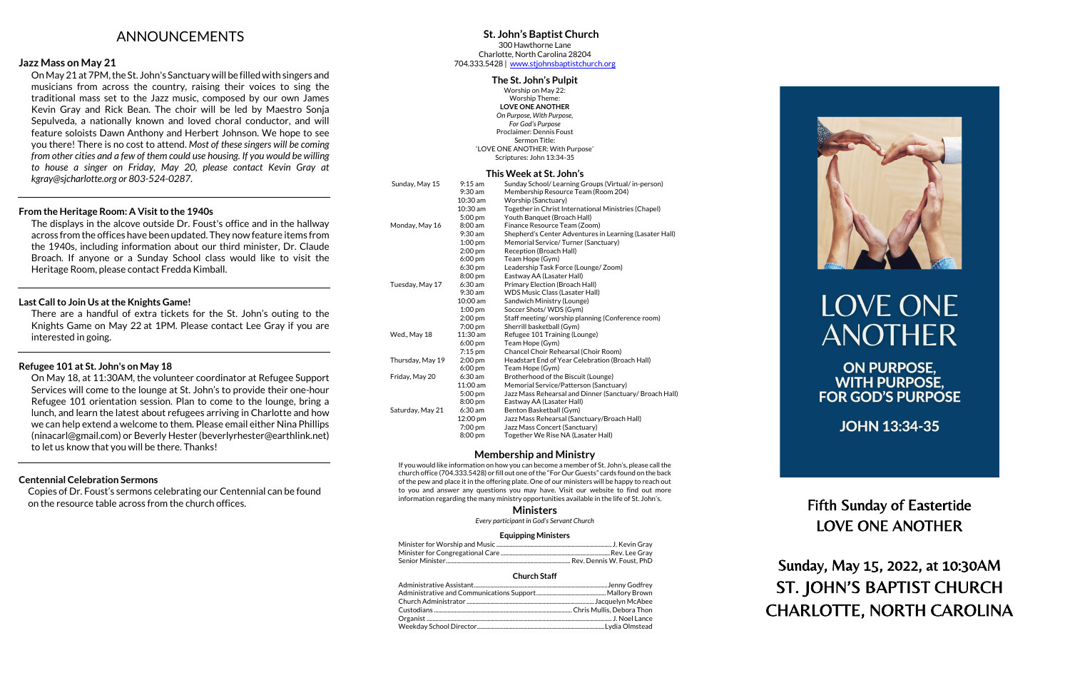# ANNOUNCEMENTS

### Jazz Mass on May 21

On May 21 at 7PM, the St. John's Sanctuary will be filled with singers and musicians from across the country, raising their voices to sing the traditional mass set to the Jazz music, composed by our own James Kevin Gray and Rick Bean. The choir will be led by Maestro Sonja Sepulveda, a nationally known and loved choral conductor, and will feature soloists Dawn Anthony and Herbert Johnson. We hope to see you there! There is no cost to attend. *Most of these singers will be coming from other cities and a few of them could use housing. If you would be willing to house a singer on Friday, May 20, please contact Kevin Gray at kgray@sjcharlotte.org or 803-524-0287.*

### From the Heritage Room: A Visit to the 1940s

The displays in the alcove outside Dr. Foust's office and in the hallway across from the offices have been updated. They now feature items from the 1940s, including information about our third minister, Dr. Claude Broach. If anyone or a Sunday School class would like to visit the Heritage Room, please contact Fredda Kimball.

### Last Call to Join Us at the Knights Game!

There are a handful of extra tickets for the St. John's outing to the Knights Game on May 22 at 1PM. Please contact Lee Gray if you are interested in going.

### Refugee 101 at St. John's on May 18

On May 18, at 11:30AM, the volunteer coordinator at Refugee Support Services will come to the lounge at St. John's to provide their one-hour Refugee 101 orientation session. Plan to come to the lounge, bring a lunch, and learn the latest about refugees arriving in Charlotte and how we can help extend a welcome to them. Please email either Nina Phillips (ninacarl@gmail.com) or Beverly Hester (beverlyrhester@earthlink.net) to let us know that you will be there. Thanks!

### Centennial Celebration Sermons

Copies of Dr. Foust's sermons celebrating our Centennial can be found on the resource table across from the church offices.

## St. John's Baptist Church

300 Hawthorne Lane
Charlotte, North Carolina 28204
704.333.5428 | www.stjohnsbaptistchurch.org

### The St. John's Pulpit

Worship on May 22:
Worship Theme:
**LOVE ONE ANOTHER**
*On Purpose, With Purpose,*
*For God's Purpose*
Proclaimer: Dennis Foust
Sermon Title:
'LOVE ONE ANOTHER: With Purpose'
Scriptures: John 13:34-35

### This Week at St. John's

| | | |
|---|---|---|
| Sunday, May 15 | 9:15 am | Sunday School/ Learning Groups (Virtual/ in-person) |
| | 9:30 am | Membership Resource Team (Room 204) |
| | 10:30 am | Worship (Sanctuary) |
| | 10:30 am | Together in Christ International Ministries (Chapel) |
| | 5:00 pm | Youth Banquet (Broach Hall) |
| Monday, May 16 | 8:00 am | Finance Resource Team (Zoom) |
| | 9:30 am | Shepherd's Center Adventures in Learning (Lasater Hall) |
| | 1:00 pm | Memorial Service/ Turner (Sanctuary) |
| | 2:00 pm | Reception (Broach Hall) |
| | 6:00 pm | Team Hope (Gym) |
| | 6:30 pm | Leadership Task Force (Lounge/ Zoom) |
| | 8:00 pm | Eastway AA (Lasater Hall) |
| Tuesday, May 17 | 6:30 am | Primary Election (Broach Hall) |
| | 9:30 am | WDS Music Class (Lasater Hall) |
| | 10:00 am | Sandwich Ministry (Lounge) |
| | 1:00 pm | Soccer Shots/ WDS (Gym) |
| | 2:00 pm | Staff meeting/ worship planning (Conference room) |
| | 7:00 pm | Sherrill basketball (Gym) |
| Wed., May 18 | 11:30 am | Refugee 101 Training (Lounge) |
| | 6:00 pm | Team Hope (Gym) |
| | 7:15 pm | Chancel Choir Rehearsal (Choir Room) |
| Thursday, May 19 | 2:00 pm | Headstart End of Year Celebration (Broach Hall) |
| | 6:00 pm | Team Hope (Gym) |
| Friday, May 20 | 6:30 am | Brotherhood of the Biscuit (Lounge) |
| | 11:00 am | Memorial Service/Patterson (Sanctuary) |
| | 5:00 pm | Jazz Mass Rehearsal and Dinner (Sanctuary/ Broach Hall) |
| | 8:00 pm | Eastway AA (Lasater Hall) |
| Saturday, May 21 | 6:30 am | Benton Basketball (Gym) |
| | 12:00 pm | Jazz Mass Rehearsal (Sanctuary/Broach Hall) |
| | 7:00 pm | Jazz Mass Concert (Sanctuary) |
| | 8:00 pm | Together We Rise NA (Lasater Hall) |

### Membership and Ministry

If you would like information on how you can become a member of St. John's, please call the church office (704.333.5428) or fill out one of the "For Our Guests" cards found on the back of the pew and place it in the offering plate. One of our ministers will be happy to reach out to you and answer any questions you may have. Visit our website to find out more information regarding the many ministry opportunities available in the life of St. John's.

### Ministers

*Every participant in God's Servant Church*

#### Equipping Ministers

Minister for Worship and Music ........ J. Kevin Gray
Minister for Congregational Care ........ Rev. Lee Gray
Senior Minister ........ Rev. Dennis W. Foust, PhD

#### Church Staff

Administrative Assistant ........ Jenny Godfrey
Administrative and Communications Support ........ Mallory Brown
Church Administrator ........ Jacquelyn McAbee
Custodians ........ Chris Mullis, Debora Thon
Organist ........ J. Noel Lance
Weekday School Director ........ Lydia Olmstead

# LOVE ONE ANOTHER

**ON PURPOSE, WITH PURPOSE, FOR GOD'S PURPOSE**

**JOHN 13:34-35**

Fifth Sunday of Eastertide
LOVE ONE ANOTHER

Sunday, May 15, 2022, at 10:30AM
ST. JOHN'S BAPTIST CHURCH
CHARLOTTE, NORTH CAROLINA